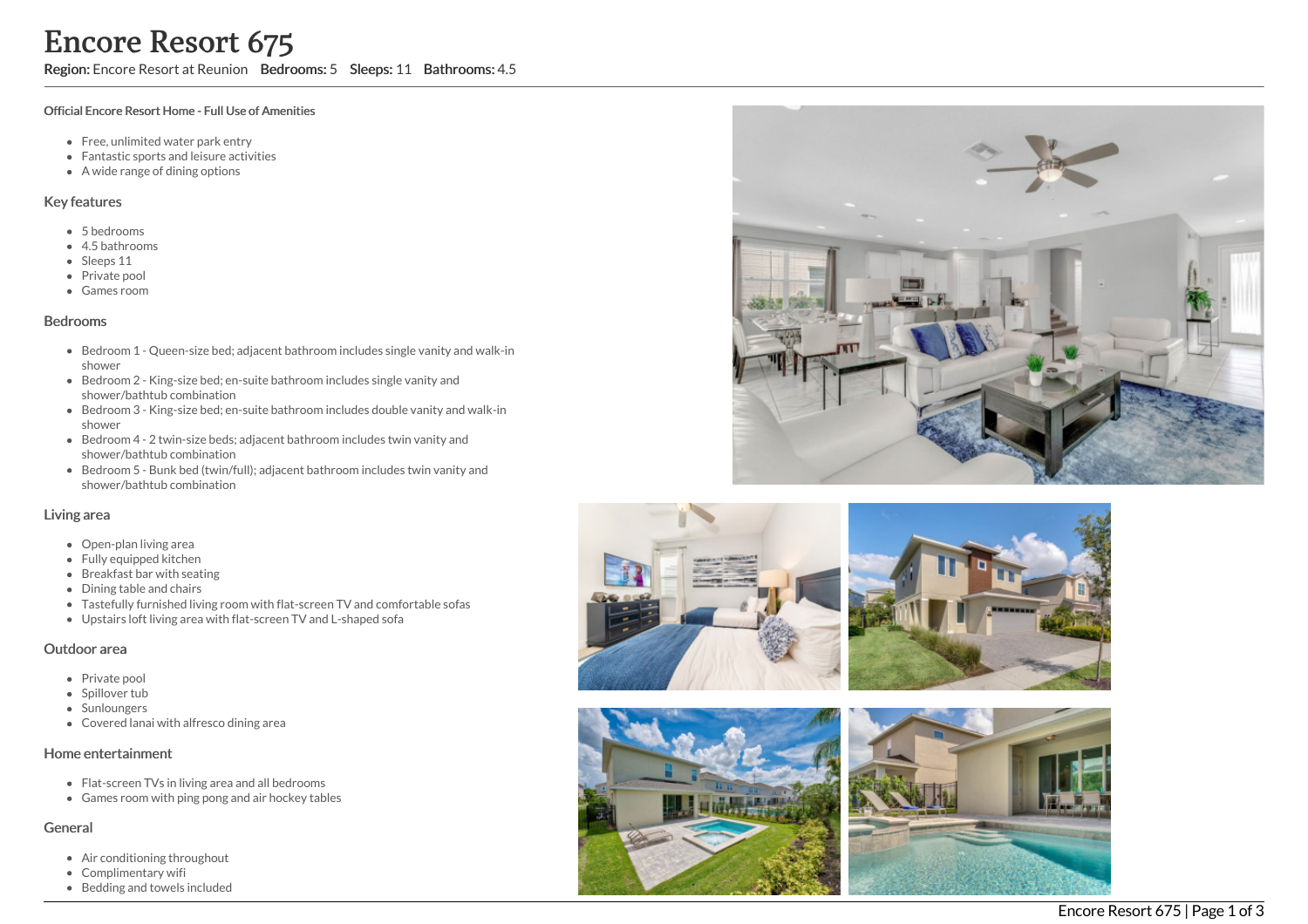# Encore Resort 675

**Region:** Encore Resort at Reunion **Bedrooms:** 5 **Sleeps:** 11 **Bathrooms:** 4.5

**Official Encore Resort Home - Full Use of Amenities**

- Free, unlimited water park entry
- Fantastic sports and leisure activities
- A wide range of dining options

## Key features

- 5 bedrooms
- 4.5 bathrooms
- Sleeps 11
- Private pool
- Games room

## Bedrooms

- Bedroom 1 - Queen-size bed; adjacent bathroom includes single vanity and walk-in shower
- Bedroom 2 - King-size bed; en-suite bathroom includes single vanity and shower/bathtub combination
- Bedroom 3 - King-size bed; en-suite bathroom includes double vanity and walk-in shower
- Bedroom 4 - 2 twin-size beds; adjacent bathroom includes twin vanity and shower/bathtub combination
- Bedroom 5 - Bunk bed (twin/full); adjacent bathroom includes twin vanity and shower/bathtub combination

## Living area

- Open-plan living area
- Fully equipped kitchen
- Breakfast bar with seating
- Dining table and chairs
- Tastefully furnished living room with flat-screen TV and comfortable sofas
- Upstairs loft living area with flat-screen TV and L-shaped sofa

## Outdoor area

- Private pool
- Spillover tub
- Sunloungers
- Covered lanai with alfresco dining area

## Home entertainment

- Flat-screen TVs in living area and all bedrooms
- Games room with ping pong and air hockey tables

## General

- Air conditioning throughout
- Complimentary wifi
- Bedding and towels included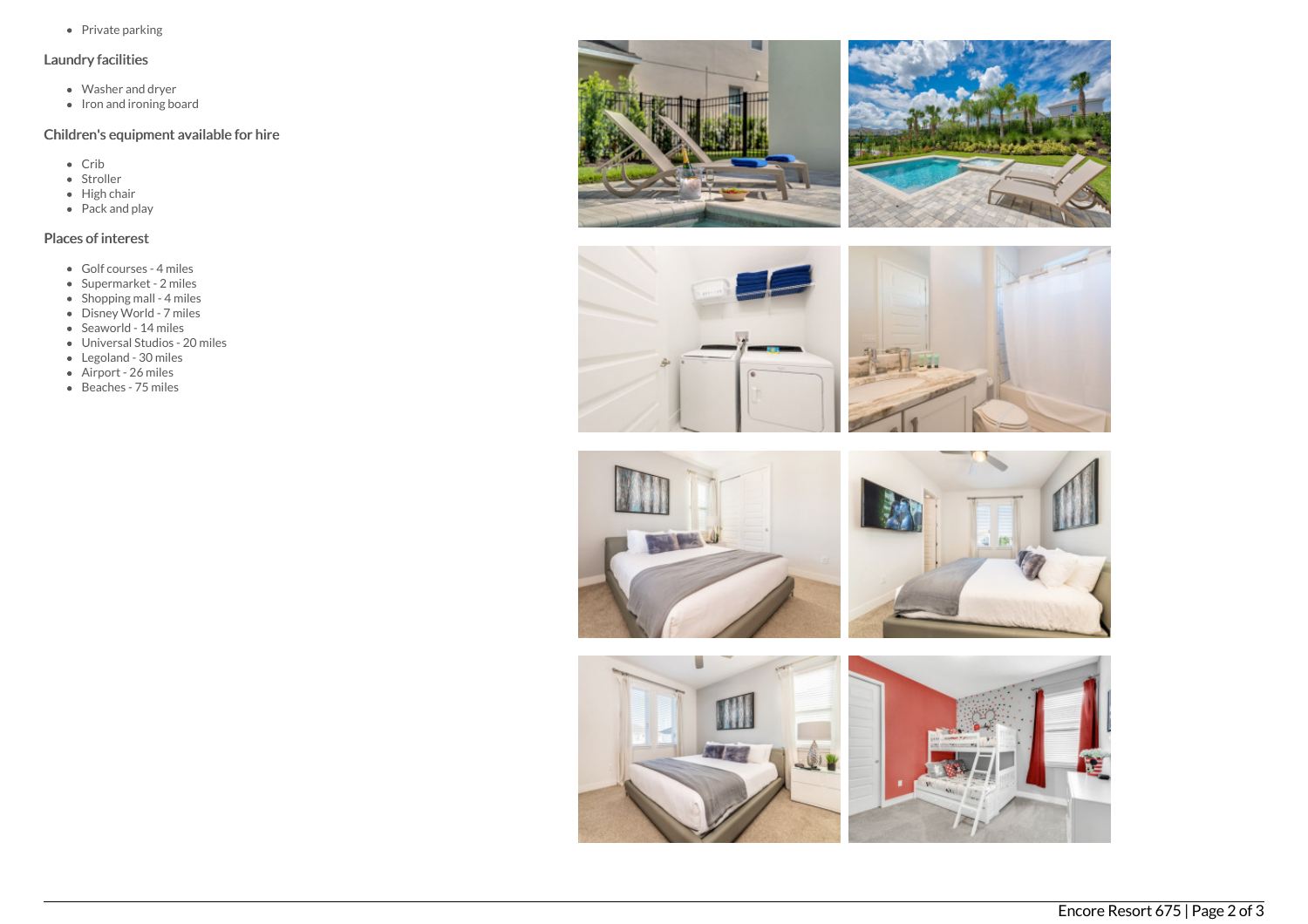- Private parking

### Laundry facilities

- Washer and dryer
- Iron and ironing board

### Children's equipment available for hire

- Crib
- Stroller
- High chair
- Pack and play

### Places of interest

- Golf courses - 4 miles
- Supermarket - 2 miles
- Shopping mall - 4 miles
- Disney World - 7 miles
- Seaworld - 14 miles
- Universal Studios - 20 miles
- Legoland - 30 miles
- Airport - 26 miles
- Beaches - 75 miles